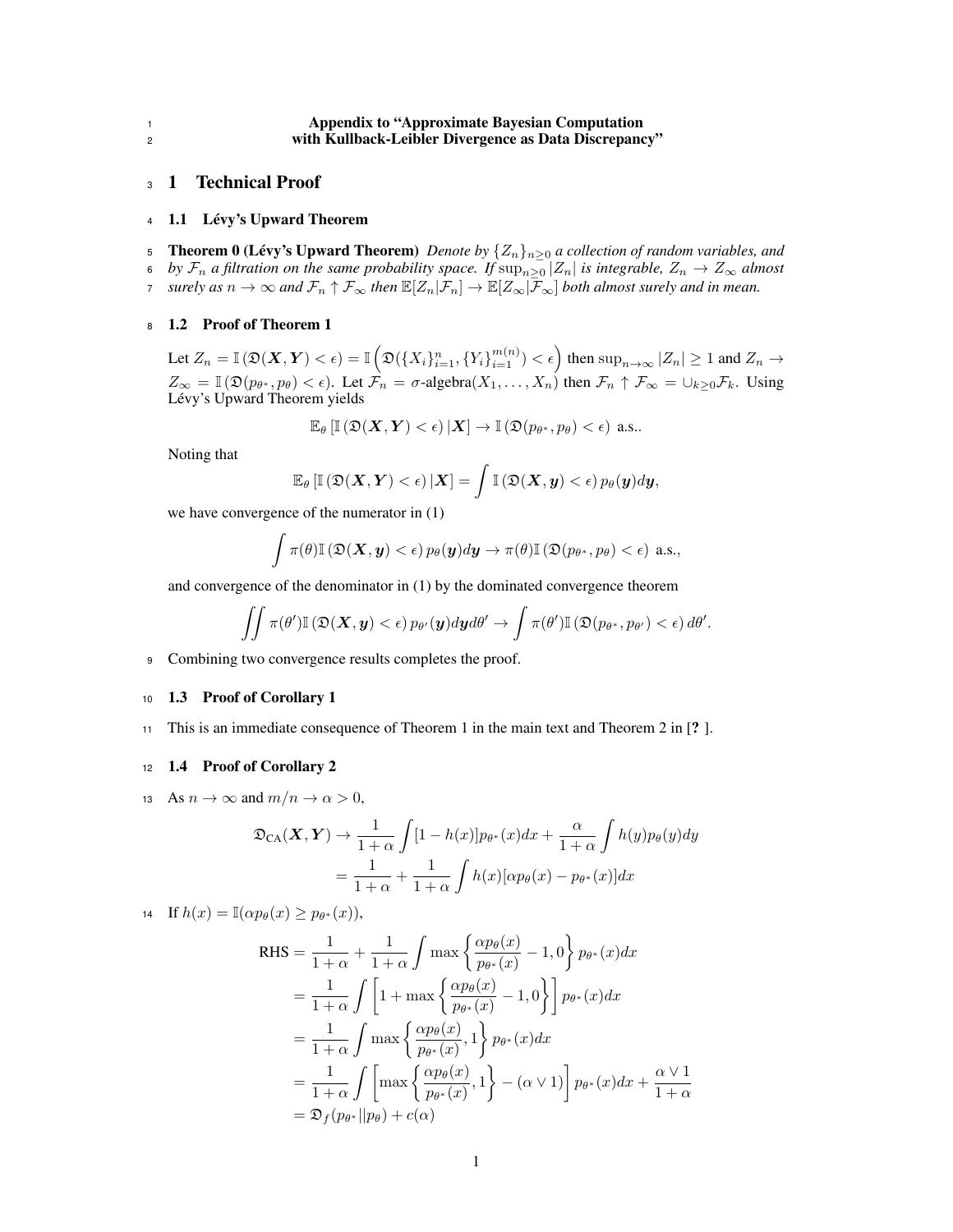**Appendix to "Approximate Bayesian Computation with Kullback-Leibler Divergence as Data Discrepancy"**

# 1 Technical Proof

## 1.1 Lévy's Upward Theorem

**Theorem 0 (Lévy's Upward Theorem)** *Denote by $\{Z_n\}_{n\geq 0}$ a collection of random variables, and by $\mathcal{F}_n$ a filtration on the same probability space. If $\sup_{n\geq 0}|Z_n|$ is integrable, $Z_n \to Z_\infty$ almost surely as $n \to \infty$ and $\mathcal{F}_n \uparrow \mathcal{F}_\infty$ then $\mathbb{E}[Z_n|\mathcal{F}_n] \to \mathbb{E}[Z_\infty|\mathcal{F}_\infty]$ both almost surely and in mean.*

## 1.2 Proof of Theorem 1

Let $Z_n = \mathbb{I}\left(\mathfrak{D}(\boldsymbol{X}, \boldsymbol{Y}) < \epsilon\right) = \mathbb{I}\left(\mathfrak{D}(\{X_i\}_{i=1}^n, \{Y_i\}_{i=1}^{m(n)}) < \epsilon\right)$ then $\sup_{n\to\infty}|Z_n| \geq 1$ and $Z_n \to Z_\infty = \mathbb{I}\left(\mathfrak{D}(p_{\theta^*}, p_\theta) < \epsilon\right)$. Let $\mathcal{F}_n = \sigma\text{-algebra}(X_1, \ldots, X_n)$ then $\mathcal{F}_n \uparrow \mathcal{F}_\infty = \cup_{k\geq 0}\mathcal{F}_k$. Using Lévy's Upward Theorem yields

$$\mathbb{E}_\theta\left[\mathbb{I}\left(\mathfrak{D}(\boldsymbol{X}, \boldsymbol{Y}) < \epsilon\right)|\boldsymbol{X}\right] \to \mathbb{I}\left(\mathfrak{D}(p_{\theta^*}, p_\theta) < \epsilon\right) \text{ a.s..}$$

Noting that

$$\mathbb{E}_\theta\left[\mathbb{I}\left(\mathfrak{D}(\boldsymbol{X}, \boldsymbol{Y}) < \epsilon\right)|\boldsymbol{X}\right] = \int \mathbb{I}\left(\mathfrak{D}(\boldsymbol{X}, \boldsymbol{y}) < \epsilon\right) p_\theta(\boldsymbol{y}) d\boldsymbol{y},$$

we have convergence of the numerator in (1)

$$\int \pi(\theta)\mathbb{I}\left(\mathfrak{D}(\boldsymbol{X}, \boldsymbol{y}) < \epsilon\right) p_\theta(\boldsymbol{y}) d\boldsymbol{y} \to \pi(\theta)\mathbb{I}\left(\mathfrak{D}(p_{\theta^*}, p_\theta) < \epsilon\right) \text{ a.s.,}$$

and convergence of the denominator in (1) by the dominated convergence theorem

$$\iint \pi(\theta')\mathbb{I}\left(\mathfrak{D}(\boldsymbol{X}, \boldsymbol{y}) < \epsilon\right) p_{\theta'}(\boldsymbol{y}) d\boldsymbol{y} d\theta' \to \int \pi(\theta')\mathbb{I}\left(\mathfrak{D}(p_{\theta^*}, p_{\theta'}) < \epsilon\right) d\theta'.$$

Combining two convergence results completes the proof.

## 1.3 Proof of Corollary 1

This is an immediate consequence of Theorem 1 in the main text and Theorem 2 in [? ].

## 1.4 Proof of Corollary 2

As $n \to \infty$ and $m/n \to \alpha > 0$,

$$\begin{aligned}
\mathfrak{D}_{\text{CA}}(\boldsymbol{X}, \boldsymbol{Y}) &\to \frac{1}{1+\alpha}\int [1 - h(x)] p_{\theta^*}(x) dx + \frac{\alpha}{1+\alpha}\int h(y) p_\theta(y) dy \\
&= \frac{1}{1+\alpha} + \frac{1}{1+\alpha}\int h(x)[\alpha p_\theta(x) - p_{\theta^*}(x)] dx
\end{aligned}$$

If $h(x) = \mathbb{I}(\alpha p_\theta(x) \geq p_{\theta^*}(x))$,

$$\begin{aligned}
\text{RHS} &= \frac{1}{1+\alpha} + \frac{1}{1+\alpha}\int \max\left\{\frac{\alpha p_\theta(x)}{p_{\theta^*}(x)} - 1, 0\right\} p_{\theta^*}(x) dx \\
&= \frac{1}{1+\alpha}\int \left[1 + \max\left\{\frac{\alpha p_\theta(x)}{p_{\theta^*}(x)} - 1, 0\right\}\right] p_{\theta^*}(x) dx \\
&= \frac{1}{1+\alpha}\int \max\left\{\frac{\alpha p_\theta(x)}{p_{\theta^*}(x)}, 1\right\} p_{\theta^*}(x) dx \\
&= \frac{1}{1+\alpha}\int \left[\max\left\{\frac{\alpha p_\theta(x)}{p_{\theta^*}(x)}, 1\right\} - (\alpha \vee 1)\right] p_{\theta^*}(x) dx + \frac{\alpha \vee 1}{1+\alpha} \\
&= \mathfrak{D}_f(p_{\theta^*}||p_\theta) + c(\alpha)
\end{aligned}$$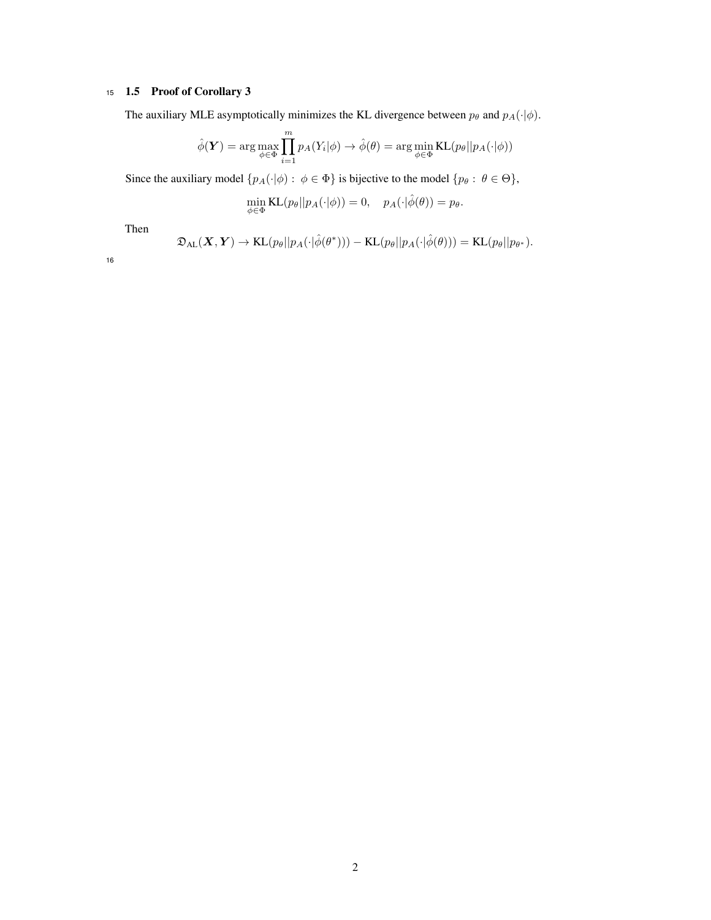## 1.5 Proof of Corollary 3

The auxiliary MLE asymptotically minimizes the KL divergence between $p_\theta$ and $p_A(\cdot|\phi)$.

$$\hat{\phi}(\boldsymbol{Y}) = \arg\max_{\phi \in \Phi} \prod_{i=1}^{m} p_A(Y_i|\phi) \to \hat{\phi}(\theta) = \arg\min_{\phi \in \Phi} \mathrm{KL}(p_\theta || p_A(\cdot|\phi))$$

Since the auxiliary model $\{p_A(\cdot|\phi) : \phi \in \Phi\}$ is bijective to the model $\{p_\theta : \theta \in \Theta\}$,

$$\min_{\phi \in \Phi} \mathrm{KL}(p_\theta || p_A(\cdot|\phi)) = 0, \quad p_A(\cdot|\hat{\phi}(\theta)) = p_\theta.$$

Then

$$\mathfrak{D}_{\mathrm{AL}}(\boldsymbol{X}, \boldsymbol{Y}) \to \mathrm{KL}(p_\theta || p_A(\cdot|\hat{\phi}(\theta^*))) - \mathrm{KL}(p_\theta || p_A(\cdot|\hat{\phi}(\theta))) = \mathrm{KL}(p_\theta || p_{\theta^*}).$$